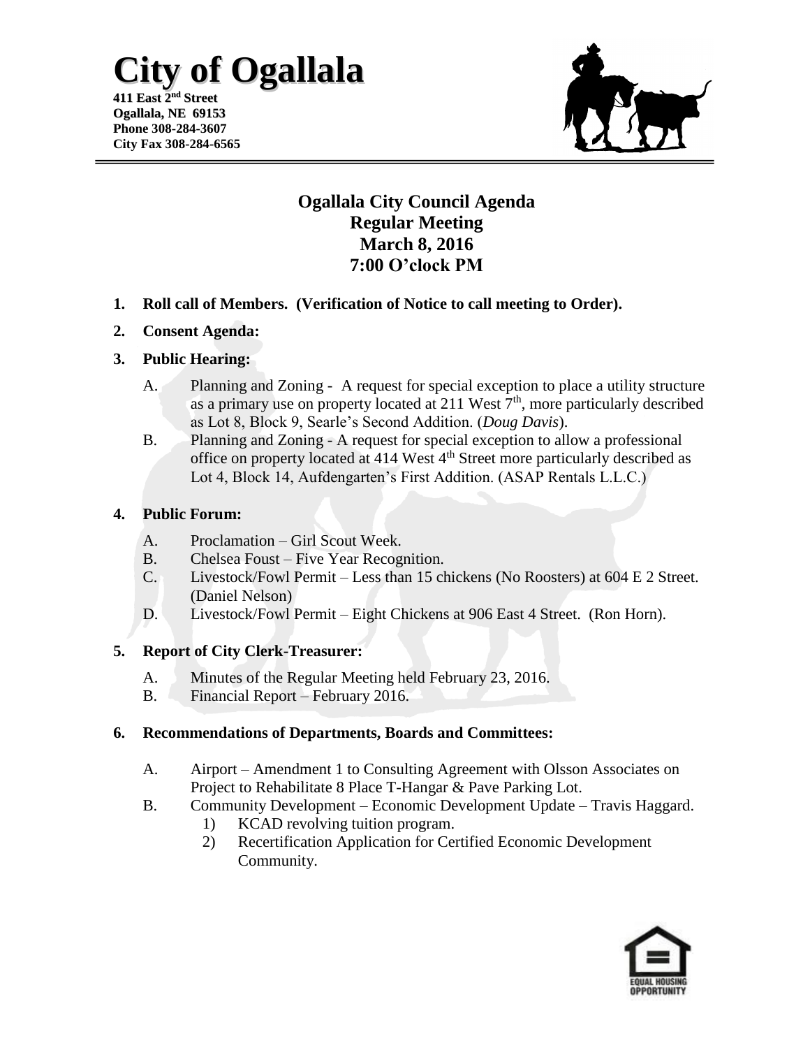# City of Ogallala

**411 East 2nd Street**
**Ogallala, NE 69153**
**Phone 308-284-3607**
**City Fax 308-284-6565**

## Ogallala City Council Agenda
## Regular Meeting
## March 8, 2016
## 7:00 O'clock PM

1. **Roll call of Members. (Verification of Notice to call meeting to Order).**

2. **Consent Agenda:**

3. **Public Hearing:**

   A. Planning and Zoning - A request for special exception to place a utility structure as a primary use on property located at 211 West 7th, more particularly described as Lot 8, Block 9, Searle's Second Addition. (*Doug Davis*).

   B. Planning and Zoning - A request for special exception to allow a professional office on property located at 414 West 4th Street more particularly described as Lot 4, Block 14, Aufdengarten's First Addition. (ASAP Rentals L.L.C.)

4. **Public Forum:**

   A. Proclamation – Girl Scout Week.

   B. Chelsea Foust – Five Year Recognition.

   C. Livestock/Fowl Permit – Less than 15 chickens (No Roosters) at 604 E 2 Street. (Daniel Nelson)

   D. Livestock/Fowl Permit – Eight Chickens at 906 East 4 Street. (Ron Horn).

5. **Report of City Clerk-Treasurer:**

   A. Minutes of the Regular Meeting held February 23, 2016.

   B. Financial Report – February 2016.

6. **Recommendations of Departments, Boards and Committees:**

   A. Airport – Amendment 1 to Consulting Agreement with Olsson Associates on Project to Rehabilitate 8 Place T-Hangar & Pave Parking Lot.

   B. Community Development – Economic Development Update – Travis Haggard.

      1) KCAD revolving tuition program.

      2) Recertification Application for Certified Economic Development Community.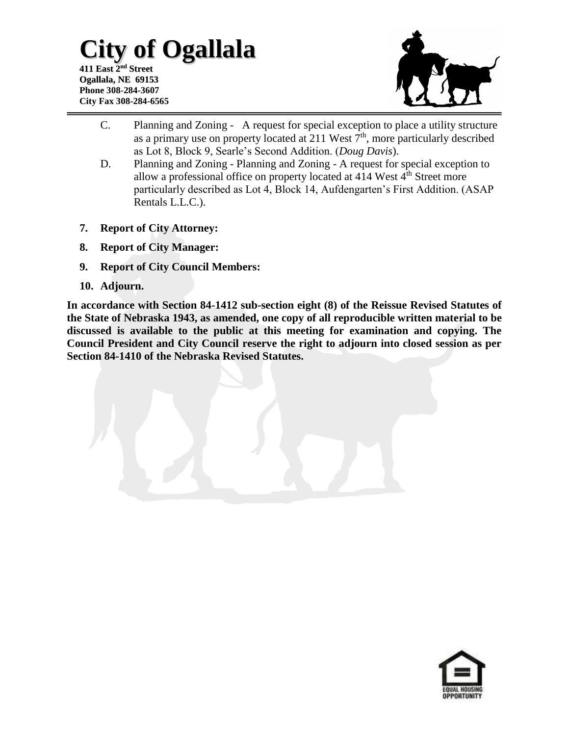# City of Ogallala

**411 East 2nd Street**
**Ogallala, NE 69153**
**Phone 308-284-3607**
**City Fax 308-284-6565**

C. Planning and Zoning - A request for special exception to place a utility structure as a primary use on property located at 211 West 7th, more particularly described as Lot 8, Block 9, Searle's Second Addition. (*Doug Davis*).

D. Planning and Zoning - Planning and Zoning - A request for special exception to allow a professional office on property located at 414 West 4th Street more particularly described as Lot 4, Block 14, Aufdengarten's First Addition. (ASAP Rentals L.L.C.).

7. **Report of City Attorney:**
8. **Report of City Manager:**
9. **Report of City Council Members:**
10. **Adjourn.**

**In accordance with Section 84-1412 sub-section eight (8) of the Reissue Revised Statutes of the State of Nebraska 1943, as amended, one copy of all reproducible written material to be discussed is available to the public at this meeting for examination and copying. The Council President and City Council reserve the right to adjourn into closed session as per Section 84-1410 of the Nebraska Revised Statutes.**

EQUAL HOUSING OPPORTUNITY